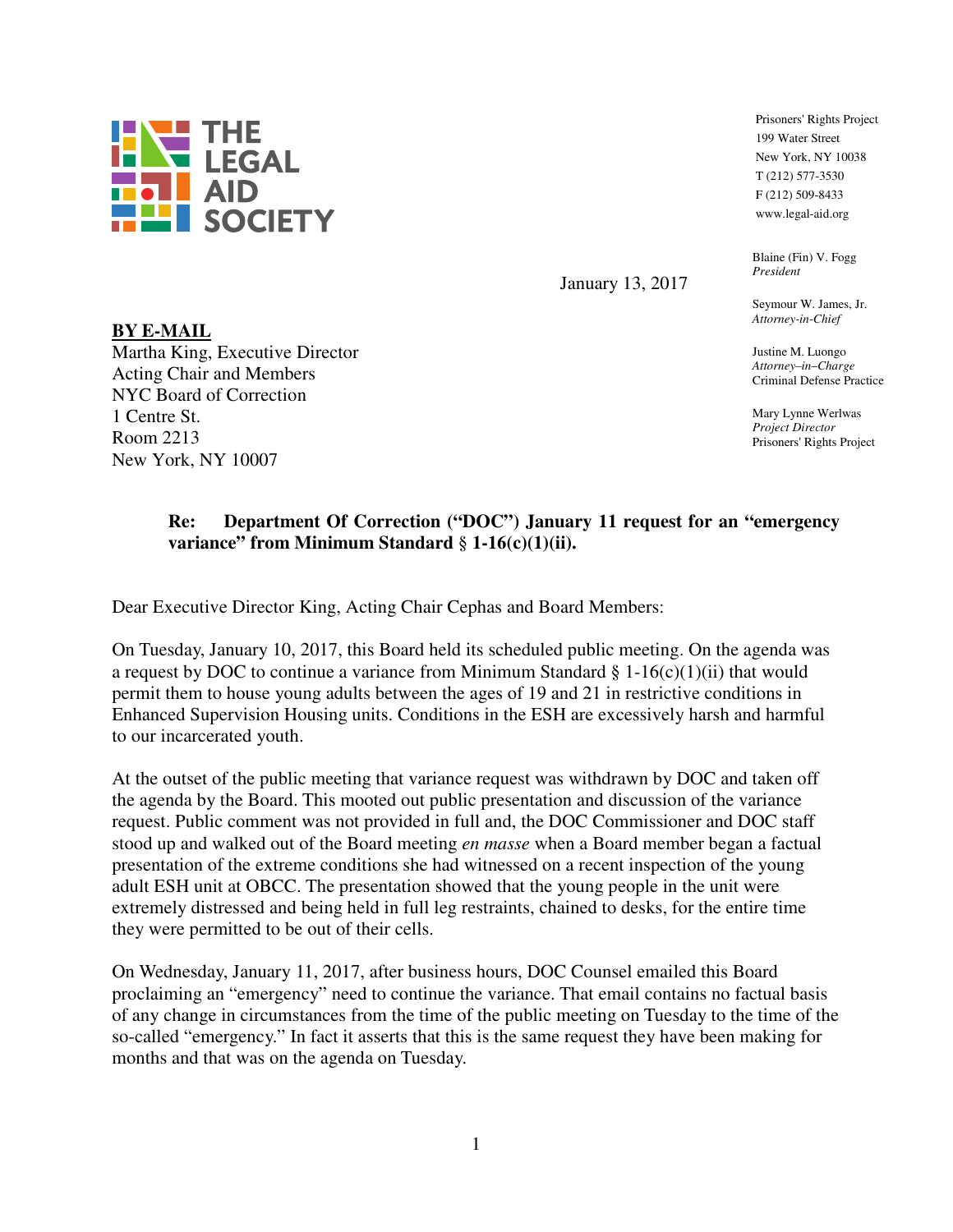**THE LEGAL AID SOCIETY**

Prisoners' Rights Project
199 Water Street
New York, NY 10038
T (212) 577-3530
F (212) 509-8433
www.legal-aid.org

Blaine (Fin) V. Fogg
*President*

Seymour W. James, Jr.
*Attorney-in-Chief*

Justine M. Luongo
*Attorney–in–Charge*
Criminal Defense Practice

Mary Lynne Werlwas
*Project Director*
Prisoners' Rights Project

January 13, 2017

**BY E-MAIL**
Martha King, Executive Director
Acting Chair and Members
NYC Board of Correction
1 Centre St.
Room 2213
New York, NY 10007

**Re: Department Of Correction ("DOC") January 11 request for an "emergency variance" from Minimum Standard § 1-16(c)(1)(ii).**

Dear Executive Director King, Acting Chair Cephas and Board Members:

On Tuesday, January 10, 2017, this Board held its scheduled public meeting. On the agenda was a request by DOC to continue a variance from Minimum Standard § 1-16(c)(1)(ii) that would permit them to house young adults between the ages of 19 and 21 in restrictive conditions in Enhanced Supervision Housing units. Conditions in the ESH are excessively harsh and harmful to our incarcerated youth.

At the outset of the public meeting that variance request was withdrawn by DOC and taken off the agenda by the Board. This mooted out public presentation and discussion of the variance request. Public comment was not provided in full and, the DOC Commissioner and DOC staff stood up and walked out of the Board meeting *en masse* when a Board member began a factual presentation of the extreme conditions she had witnessed on a recent inspection of the young adult ESH unit at OBCC. The presentation showed that the young people in the unit were extremely distressed and being held in full leg restraints, chained to desks, for the entire time they were permitted to be out of their cells.

On Wednesday, January 11, 2017, after business hours, DOC Counsel emailed this Board proclaiming an "emergency" need to continue the variance. That email contains no factual basis of any change in circumstances from the time of the public meeting on Tuesday to the time of the so-called "emergency." In fact it asserts that this is the same request they have been making for months and that was on the agenda on Tuesday.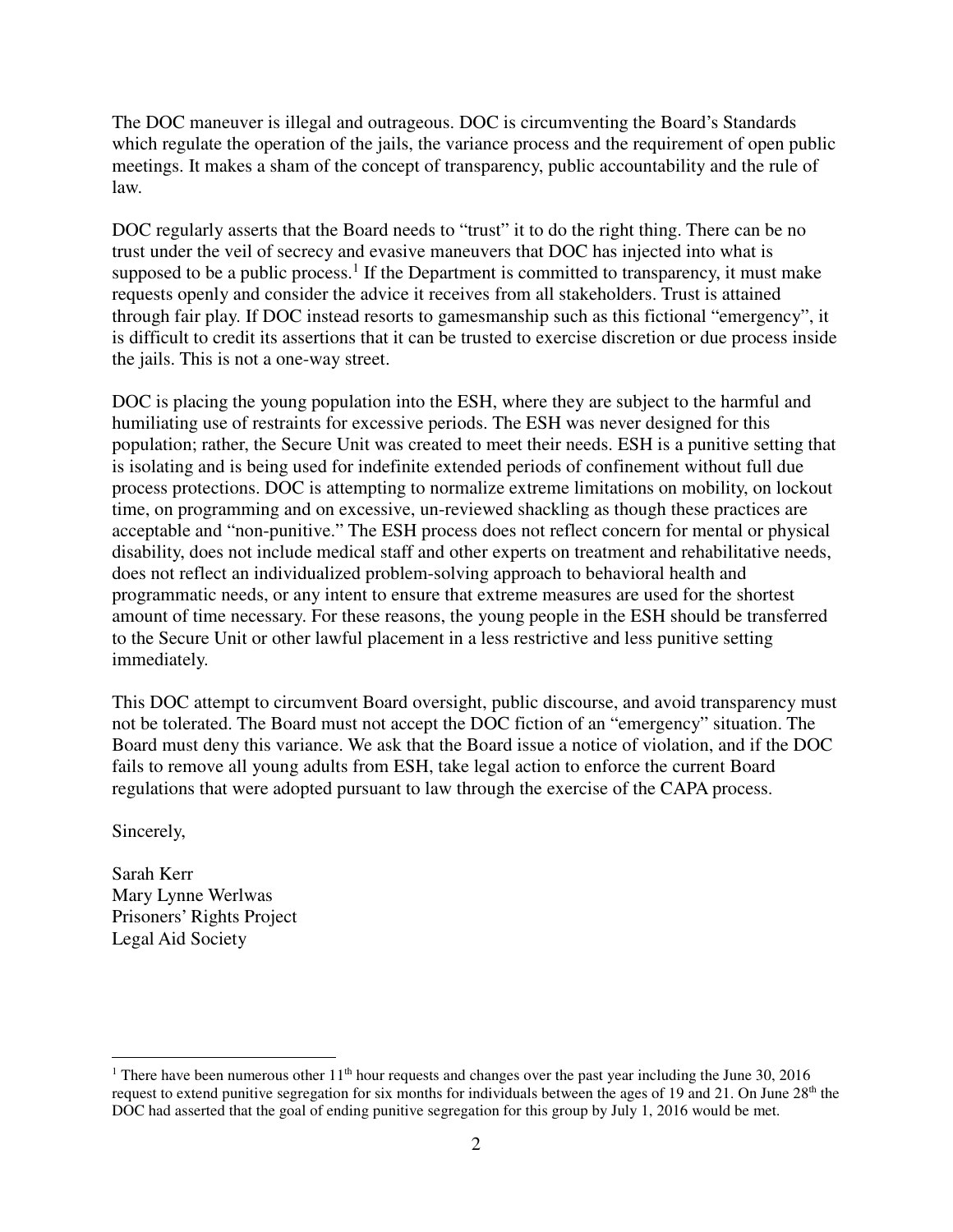The DOC maneuver is illegal and outrageous. DOC is circumventing the Board's Standards which regulate the operation of the jails, the variance process and the requirement of open public meetings. It makes a sham of the concept of transparency, public accountability and the rule of law.

DOC regularly asserts that the Board needs to "trust" it to do the right thing. There can be no trust under the veil of secrecy and evasive maneuvers that DOC has injected into what is supposed to be a public process.[1] If the Department is committed to transparency, it must make requests openly and consider the advice it receives from all stakeholders. Trust is attained through fair play. If DOC instead resorts to gamesmanship such as this fictional "emergency", it is difficult to credit its assertions that it can be trusted to exercise discretion or due process inside the jails. This is not a one-way street.

DOC is placing the young population into the ESH, where they are subject to the harmful and humiliating use of restraints for excessive periods. The ESH was never designed for this population; rather, the Secure Unit was created to meet their needs. ESH is a punitive setting that is isolating and is being used for indefinite extended periods of confinement without full due process protections. DOC is attempting to normalize extreme limitations on mobility, on lockout time, on programming and on excessive, un-reviewed shackling as though these practices are acceptable and "non-punitive." The ESH process does not reflect concern for mental or physical disability, does not include medical staff and other experts on treatment and rehabilitative needs, does not reflect an individualized problem-solving approach to behavioral health and programmatic needs, or any intent to ensure that extreme measures are used for the shortest amount of time necessary. For these reasons, the young people in the ESH should be transferred to the Secure Unit or other lawful placement in a less restrictive and less punitive setting immediately.

This DOC attempt to circumvent Board oversight, public discourse, and avoid transparency must not be tolerated. The Board must not accept the DOC fiction of an "emergency" situation. The Board must deny this variance. We ask that the Board issue a notice of violation, and if the DOC fails to remove all young adults from ESH, take legal action to enforce the current Board regulations that were adopted pursuant to law through the exercise of the CAPA process.

Sincerely,

Sarah Kerr  
Mary Lynne Werlwas  
Prisoners' Rights Project  
Legal Aid Society

[1] There have been numerous other 11th hour requests and changes over the past year including the June 30, 2016 request to extend punitive segregation for six months for individuals between the ages of 19 and 21. On June 28th the DOC had asserted that the goal of ending punitive segregation for this group by July 1, 2016 would be met.